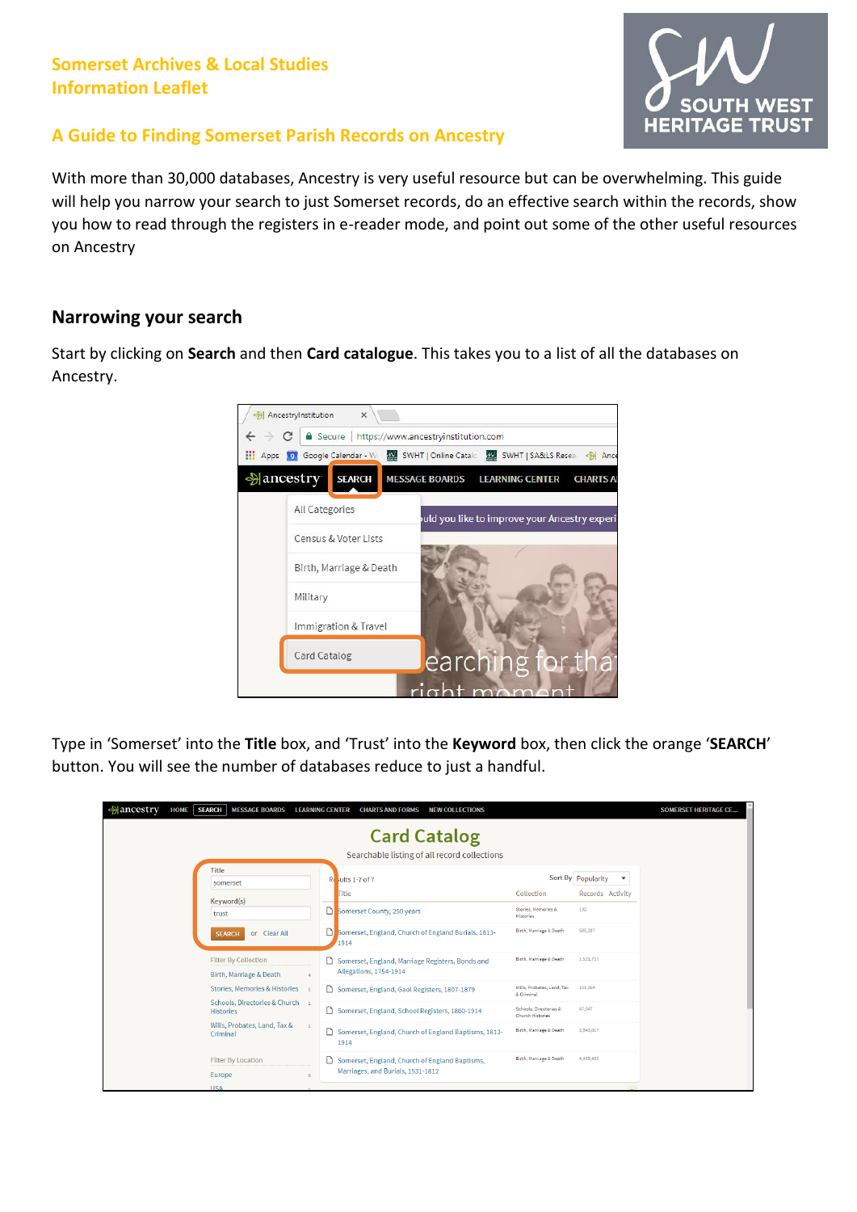# Somerset Archives & Local Studies Information Leaflet

## A Guide to Finding Somerset Parish Records on Ancestry

With more than 30,000 databases, Ancestry is very useful resource but can be overwhelming. This guide will help you narrow your search to just Somerset records, do an effective search within the records, show you how to read through the registers in e-reader mode, and point out some of the other useful resources on Ancestry

## Narrowing your search

Start by clicking on **Search** and then **Card catalogue**. This takes you to a list of all the databases on Ancestry.

Type in 'Somerset' into the **Title** box, and 'Trust' into the **Keyword** box, then click the orange '**SEARCH**' button. You will see the number of databases reduce to just a handful.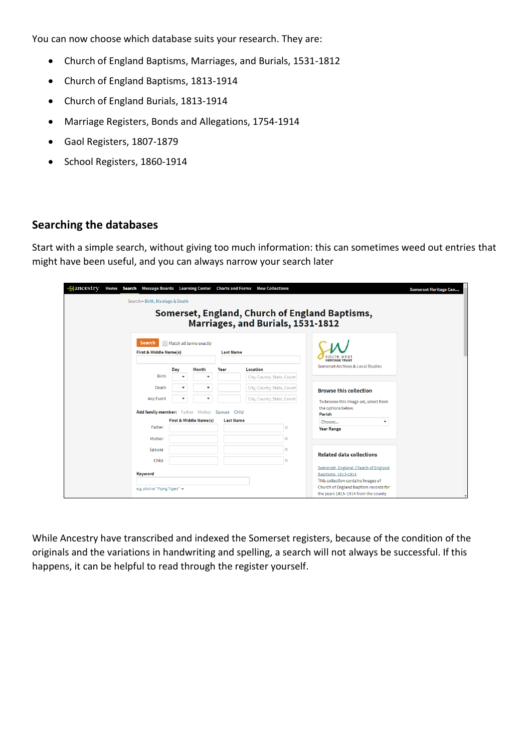You can now choose which database suits your research. They are:

- Church of England Baptisms, Marriages, and Burials, 1531-1812
- Church of England Baptisms, 1813-1914
- Church of England Burials, 1813-1914
- Marriage Registers, Bonds and Allegations, 1754-1914
- Gaol Registers, 1807-1879
- School Registers, 1860-1914

## Searching the databases

Start with a simple search, without giving too much information: this can sometimes weed out entries that might have been useful, and you can always narrow your search later

While Ancestry have transcribed and indexed the Somerset registers, because of the condition of the originals and the variations in handwriting and spelling, a search will not always be successful. If this happens, it can be helpful to read through the register yourself.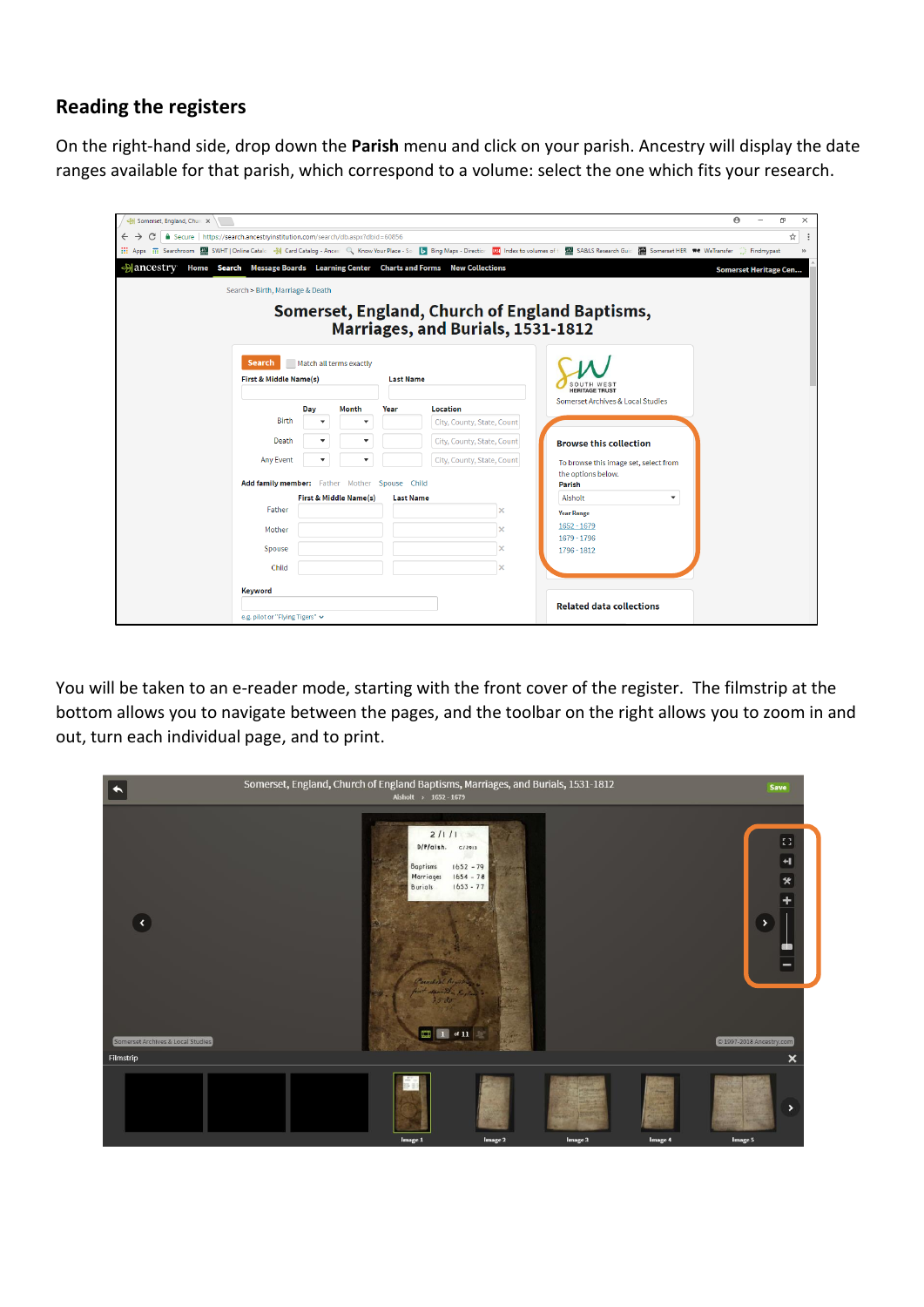## Reading the registers

On the right-hand side, drop down the **Parish** menu and click on your parish. Ancestry will display the date ranges available for that parish, which correspond to a volume: select the one which fits your research.

You will be taken to an e-reader mode, starting with the front cover of the register. The filmstrip at the bottom allows you to navigate between the pages, and the toolbar on the right allows you to zoom in and out, turn each individual page, and to print.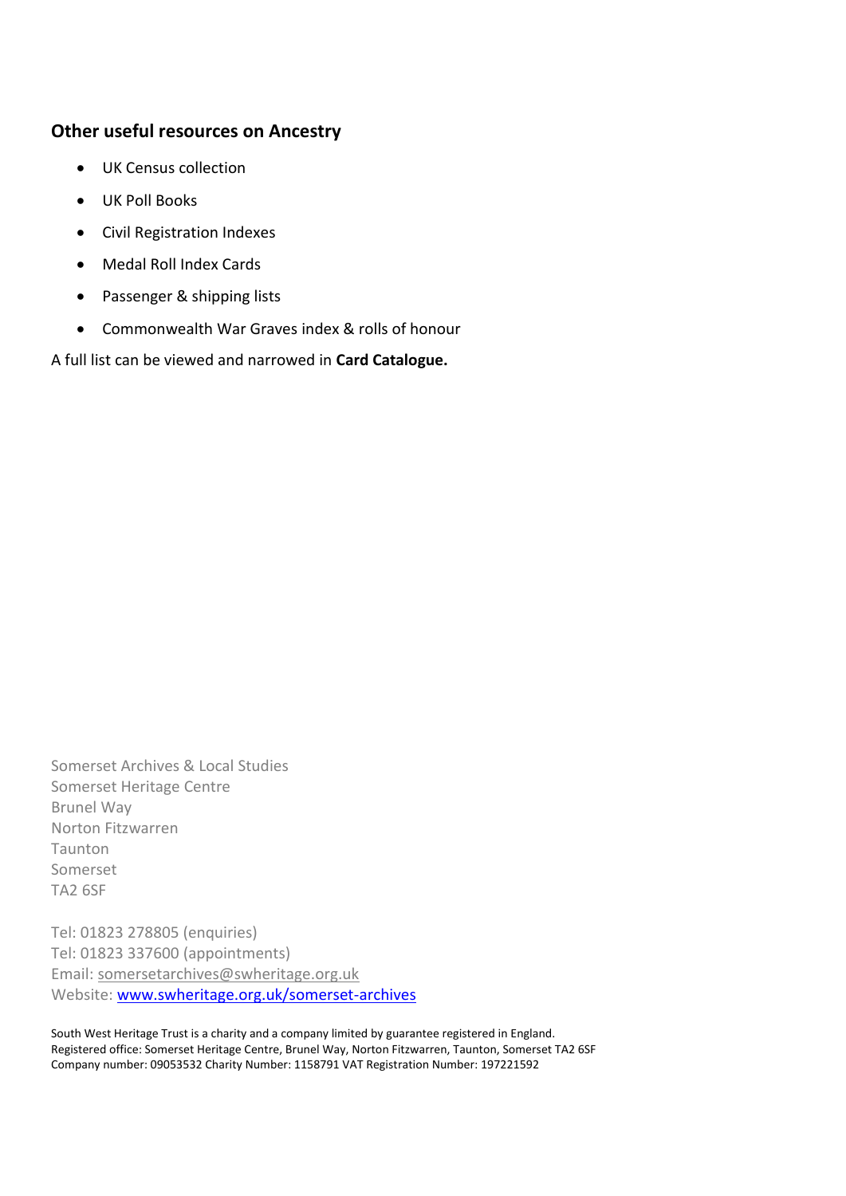## Other useful resources on Ancestry

- UK Census collection
- UK Poll Books
- Civil Registration Indexes
- Medal Roll Index Cards
- Passenger & shipping lists
- Commonwealth War Graves index & rolls of honour

A full list can be viewed and narrowed in **Card Catalogue.**

Somerset Archives & Local Studies
Somerset Heritage Centre
Brunel Way
Norton Fitzwarren
Taunton
Somerset
TA2 6SF

Tel: 01823 278805 (enquiries)
Tel: 01823 337600 (appointments)
Email: somersetarchives@swheritage.org.uk
Website: www.swheritage.org.uk/somerset-archives

South West Heritage Trust is a charity and a company limited by guarantee registered in England.
Registered office: Somerset Heritage Centre, Brunel Way, Norton Fitzwarren, Taunton, Somerset TA2 6SF
Company number: 09053532 Charity Number: 1158791 VAT Registration Number: 197221592